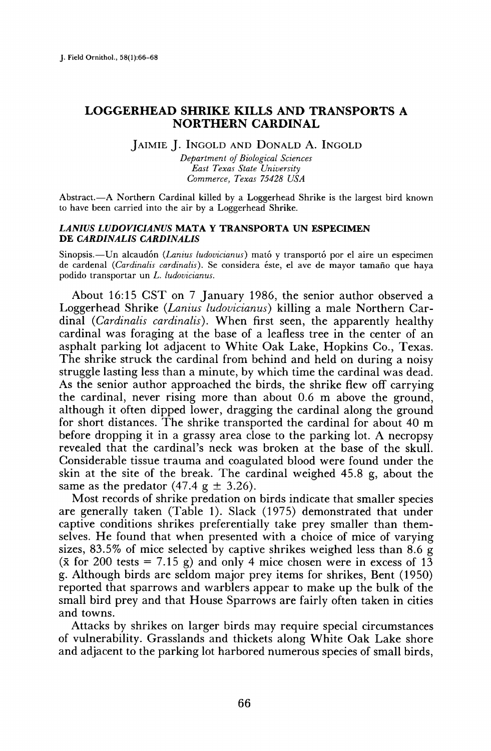# LOGGERHEAD SHRIKE KILLS AND TRANSPORTS A NORTHERN CARDINAL

JAIMIE J. INGOLD AND DONALD A. INGOLD

*Department of Biological Sciences*
*East Texas State University*
*Commerce, Texas 75428 USA*

Abstract.—A Northern Cardinal killed by a Loggerhead Shrike is the largest bird known to have been carried into the air by a Loggerhead Shrike.

## *LANIUS LUDOVICIANUS* MATA Y TRANSPORTA UN ESPECIMEN DE *CARDINALIS CARDINALIS*

Sinopsis.—Un alcaudón (*Lanius ludovicianus*) mató y transportó por el aire un especimen de cardenal (*Cardinalis cardinalis*). Se considera éste, el ave de mayor tamaño que haya podido transportar un *L. ludovicianus*.

About 16:15 CST on 7 January 1986, the senior author observed a Loggerhead Shrike (*Lanius ludovicianus*) killing a male Northern Cardinal (*Cardinalis cardinalis*). When first seen, the apparently healthy cardinal was foraging at the base of a leafless tree in the center of an asphalt parking lot adjacent to White Oak Lake, Hopkins Co., Texas. The shrike struck the cardinal from behind and held on during a noisy struggle lasting less than a minute, by which time the cardinal was dead. As the senior author approached the birds, the shrike flew off carrying the cardinal, never rising more than about 0.6 m above the ground, although it often dipped lower, dragging the cardinal along the ground for short distances. The shrike transported the cardinal for about 40 m before dropping it in a grassy area close to the parking lot. A necropsy revealed that the cardinal's neck was broken at the base of the skull. Considerable tissue trauma and coagulated blood were found under the skin at the site of the break. The cardinal weighed 45.8 g, about the same as the predator (47.4 g $\pm$ 3.26).

Most records of shrike predation on birds indicate that smaller species are generally taken (Table 1). Slack (1975) demonstrated that under captive conditions shrikes preferentially take prey smaller than themselves. He found that when presented with a choice of mice of varying sizes, 83.5% of mice selected by captive shrikes weighed less than 8.6 g ($\bar{x}$ for 200 tests = 7.15 g) and only 4 mice chosen were in excess of 13 g. Although birds are seldom major prey items for shrikes, Bent (1950) reported that sparrows and warblers appear to make up the bulk of the small bird prey and that House Sparrows are fairly often taken in cities and towns.

Attacks by shrikes on larger birds may require special circumstances of vulnerability. Grasslands and thickets along White Oak Lake shore and adjacent to the parking lot harbored numerous species of small birds,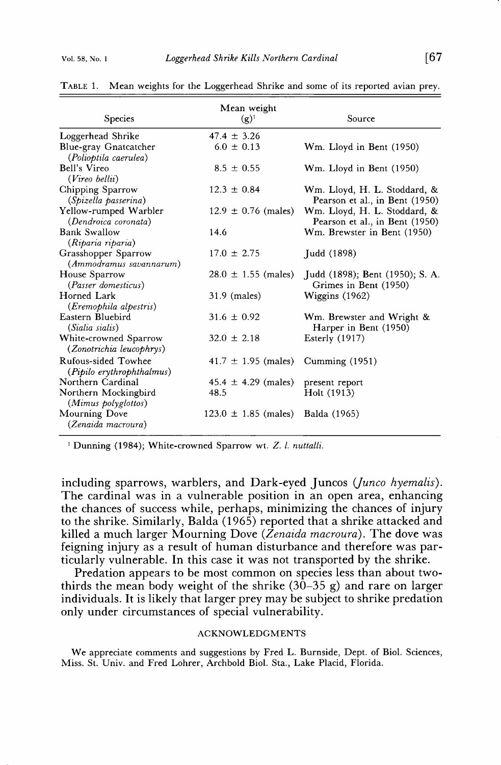TABLE 1. Mean weights for the Loggerhead Shrike and some of its reported avian prey.

| Species | Mean weight (g)[1] | Source |
|---|---|---|
| Loggerhead Shrike | 47.4 ± 3.26 | |
| Blue-gray Gnatcatcher (*Polioptila caerulea*) | 6.0 ± 0.13 | Wm. Lloyd in Bent (1950) |
| Bell's Vireo (*Vireo bellii*) | 8.5 ± 0.55 | Wm. Lloyd in Bent (1950) |
| Chipping Sparrow (*Spizella passerina*) | 12.3 ± 0.84 | Wm. Lloyd, H. L. Stoddard, & Pearson et al., in Bent (1950) |
| Yellow-rumped Warbler (*Dendroica coronata*) | 12.9 ± 0.76 (males) | Wm. Lloyd, H. L. Stoddard, & Pearson et al., in Bent (1950) |
| Bank Swallow (*Riparia riparia*) | 14.6 | Wm. Brewster in Bent (1950) |
| Grasshopper Sparrow (*Ammodramus savannarum*) | 17.0 ± 2.75 | Judd (1898) |
| House Sparrow (*Passer domesticus*) | 28.0 ± 1.55 (males) | Judd (1898); Bent (1950); S. A. Grimes in Bent (1950) |
| Horned Lark (*Eremophila alpestris*) | 31.9 (males) | Wiggins (1962) |
| Eastern Bluebird (*Sialia sialis*) | 31.6 ± 0.92 | Wm. Brewster and Wright & Harper in Bent (1950) |
| White-crowned Sparrow (*Zonotrichia leucophrys*) | 32.0 ± 2.18 | Esterly (1917) |
| Rufous-sided Towhee (*Pipilo erythrophthalmus*) | 41.7 ± 1.95 (males) | Cumming (1951) |
| Northern Cardinal | 45.4 ± 4.29 (males) | present report |
| Northern Mockingbird (*Mimus polyglottos*) | 48.5 | Holt (1913) |
| Mourning Dove (*Zenaida macroura*) | 123.0 ± 1.85 (males) | Balda (1965) |

[1] Dunning (1984); White-crowned Sparrow wt. *Z. l. nuttalli.*

including sparrows, warblers, and Dark-eyed Juncos (*Junco hyemalis*). The cardinal was in a vulnerable position in an open area, enhancing the chances of success while, perhaps, minimizing the chances of injury to the shrike. Similarly, Balda (1965) reported that a shrike attacked and killed a much larger Mourning Dove (*Zenaida macroura*). The dove was feigning injury as a result of human disturbance and therefore was particularly vulnerable. In this case it was not transported by the shrike.

Predation appears to be most common on species less than about two-thirds the mean body weight of the shrike (30–35 g) and rare on larger individuals. It is likely that larger prey may be subject to shrike predation only under circumstances of special vulnerability.

## ACKNOWLEDGMENTS

We appreciate comments and suggestions by Fred L. Burnside, Dept. of Biol. Sciences, Miss. St. Univ. and Fred Lohrer, Archbold Biol. Sta., Lake Placid, Florida.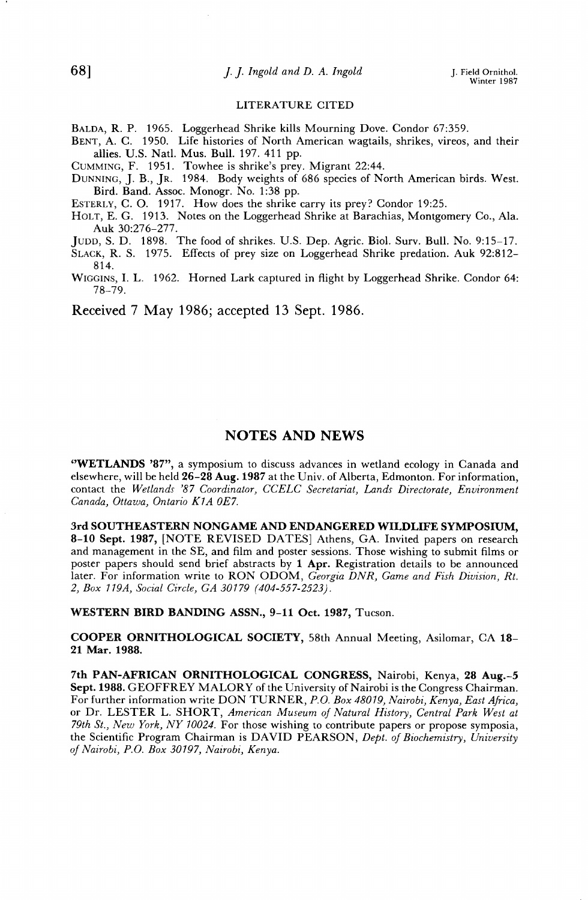## LITERATURE CITED

BALDA, R. P. 1965. Loggerhead Shrike kills Mourning Dove. Condor 67:359.

BENT, A. C. 1950. Life histories of North American wagtails, shrikes, vireos, and their allies. U.S. Natl. Mus. Bull. 197. 411 pp.

CUMMING, F. 1951. Towhee is shrike's prey. Migrant 22:44.

DUNNING, J. B., JR. 1984. Body weights of 686 species of North American birds. West. Bird. Band. Assoc. Monogr. No. 1:38 pp.

ESTERLY, C. O. 1917. How does the shrike carry its prey? Condor 19:25.

HOLT, E. G. 1913. Notes on the Loggerhead Shrike at Barachias, Montgomery Co., Ala. Auk 30:276–277.

JUDD, S. D. 1898. The food of shrikes. U.S. Dep. Agric. Biol. Surv. Bull. No. 9:15–17.

SLACK, R. S. 1975. Effects of prey size on Loggerhead Shrike predation. Auk 92:812–814.

WIGGINS, I. L. 1962. Horned Lark captured in flight by Loggerhead Shrike. Condor 64: 78–79.

Received 7 May 1986; accepted 13 Sept. 1986.

## NOTES AND NEWS

**"WETLANDS '87"**, a symposium to discuss advances in wetland ecology in Canada and elsewhere, will be held **26–28 Aug. 1987** at the Univ. of Alberta, Edmonton. For information, contact the *Wetlands '87 Coordinator, CCELC Secretariat, Lands Directorate, Environment Canada, Ottawa, Ontario K1A 0E7.*

**3rd SOUTHEASTERN NONGAME AND ENDANGERED WILDLIFE SYMPOSIUM, 8–10 Sept. 1987,** [NOTE REVISED DATES] Athens, GA. Invited papers on research and management in the SE, and film and poster sessions. Those wishing to submit films or poster papers should send brief abstracts by **1 Apr.** Registration details to be announced later. For information write to RON ODOM, *Georgia DNR, Game and Fish Division, Rt. 2, Box 119A, Social Circle, GA 30179 (404-557-2523).*

**WESTERN BIRD BANDING ASSN., 9–11 Oct. 1987,** Tucson.

**COOPER ORNITHOLOGICAL SOCIETY,** 58th Annual Meeting, Asilomar, CA **18–21 Mar. 1988.**

**7th PAN-AFRICAN ORNITHOLOGICAL CONGRESS,** Nairobi, Kenya, **28 Aug.–5 Sept. 1988.** GEOFFREY MALORY of the University of Nairobi is the Congress Chairman. For further information write DON TURNER, *P.O. Box 48019, Nairobi, Kenya, East Africa,* or Dr. LESTER L. SHORT, *American Museum of Natural History, Central Park West at 79th St., New York, NY 10024.* For those wishing to contribute papers or propose symposia, the Scientific Program Chairman is DAVID PEARSON, *Dept. of Biochemistry, University of Nairobi, P.O. Box 30197, Nairobi, Kenya.*